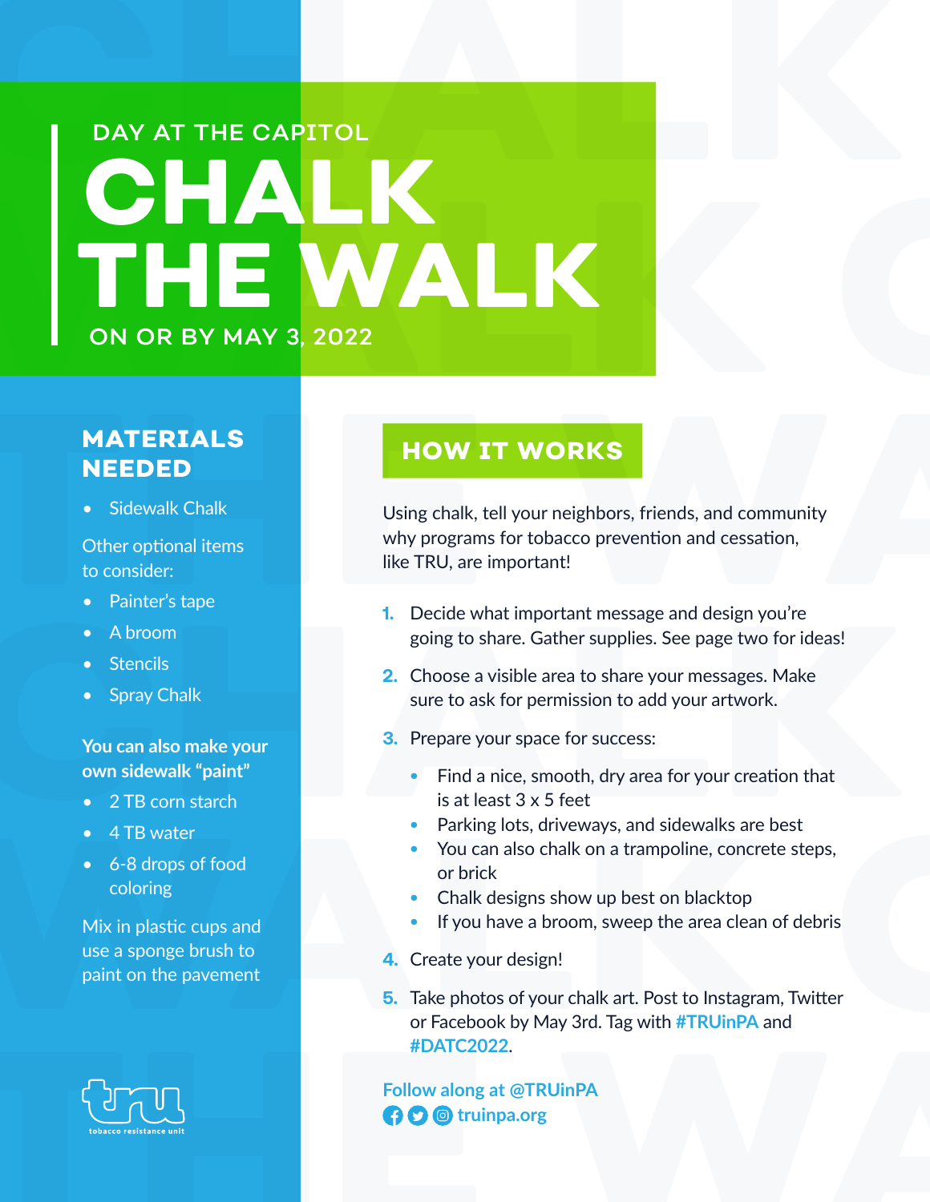DAY AT THE CAPITOL

# CHALK THE WALK

ON OR BY MAY 3, 2022

## MATERIALS NEEDED

- Sidewalk Chalk

Other optional items to consider:

- Painter's tape
- A broom
- Stencils
- Spray Chalk

**You can also make your own sidewalk "paint"**

- 2 TB corn starch
- 4 TB water
- 6-8 drops of food coloring

Mix in plastic cups and use a sponge brush to paint on the pavement

tru
tobacco resistance unit

## HOW IT WORKS

Using chalk, tell your neighbors, friends, and community why programs for tobacco prevention and cessation, like TRU, are important!

1. Decide what important message and design you're going to share. Gather supplies. See page two for ideas!
2. Choose a visible area to share your messages. Make sure to ask for permission to add your artwork.
3. Prepare your space for success:
   - Find a nice, smooth, dry area for your creation that is at least 3 x 5 feet
   - Parking lots, driveways, and sidewalks are best
   - You can also chalk on a trampoline, concrete steps, or brick
   - Chalk designs show up best on blacktop
   - If you have a broom, sweep the area clean of debris
4. Create your design!
5. Take photos of your chalk art. Post to Instagram, Twitter or Facebook by May 3rd. Tag with **#TRUinPA** and **#DATC2022**.

**Follow along at @TRUinPA**
**truinpa.org**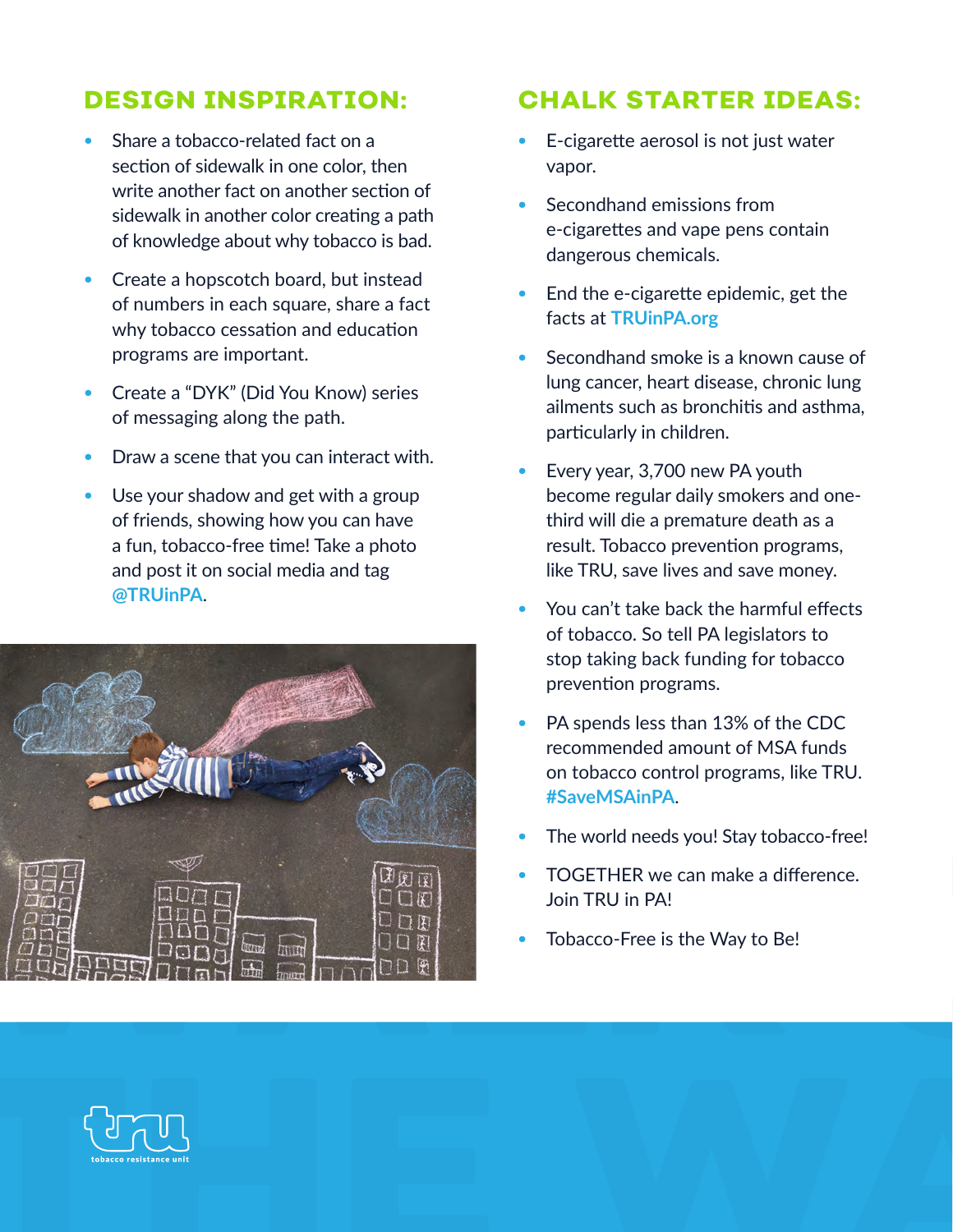## DESIGN INSPIRATION:

- Share a tobacco-related fact on a section of sidewalk in one color, then write another fact on another section of sidewalk in another color creating a path of knowledge about why tobacco is bad.
- Create a hopscotch board, but instead of numbers in each square, share a fact why tobacco cessation and education programs are important.
- Create a "DYK" (Did You Know) series of messaging along the path.
- Draw a scene that you can interact with.
- Use your shadow and get with a group of friends, showing how you can have a fun, tobacco-free time! Take a photo and post it on social media and tag **@TRUinPA**.

## CHALK STARTER IDEAS:

- E-cigarette aerosol is not just water vapor.
- Secondhand emissions from e-cigarettes and vape pens contain dangerous chemicals.
- End the e-cigarette epidemic, get the facts at **TRUinPA.org**
- Secondhand smoke is a known cause of lung cancer, heart disease, chronic lung ailments such as bronchitis and asthma, particularly in children.
- Every year, 3,700 new PA youth become regular daily smokers and one-third will die a premature death as a result. Tobacco prevention programs, like TRU, save lives and save money.
- You can't take back the harmful effects of tobacco. So tell PA legislators to stop taking back funding for tobacco prevention programs.
- PA spends less than 13% of the CDC recommended amount of MSA funds on tobacco control programs, like TRU. **#SaveMSAinPA**.
- The world needs you! Stay tobacco-free!
- TOGETHER we can make a difference. Join TRU in PA!
- Tobacco-Free is the Way to Be!

tru
tobacco resistance unit